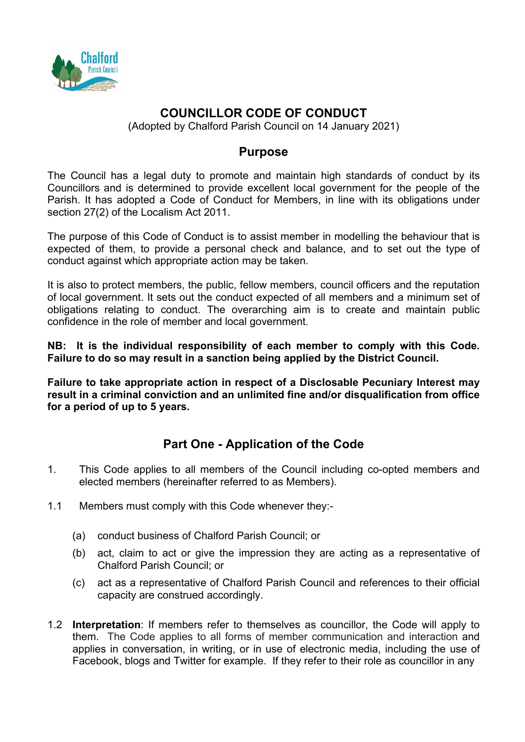# COUNCILLOR CODE OF CONDUCT

(Adopted by Chalford Parish Council on 14 January 2021)

## Purpose

The Council has a legal duty to promote and maintain high standards of conduct by its Councillors and is determined to provide excellent local government for the people of the Parish. It has adopted a Code of Conduct for Members, in line with its obligations under section 27(2) of the Localism Act 2011.

The purpose of this Code of Conduct is to assist member in modelling the behaviour that is expected of them, to provide a personal check and balance, and to set out the type of conduct against which appropriate action may be taken.

It is also to protect members, the public, fellow members, council officers and the reputation of local government. It sets out the conduct expected of all members and a minimum set of obligations relating to conduct. The overarching aim is to create and maintain public confidence in the role of member and local government.

**NB: It is the individual responsibility of each member to comply with this Code. Failure to do so may result in a sanction being applied by the District Council.**

**Failure to take appropriate action in respect of a Disclosable Pecuniary Interest may result in a criminal conviction and an unlimited fine and/or disqualification from office for a period of up to 5 years.**

## Part One - Application of the Code

1. This Code applies to all members of the Council including co-opted members and elected members (hereinafter referred to as Members).

1.1 Members must comply with this Code whenever they:-

   (a) conduct business of Chalford Parish Council; or

   (b) act, claim to act or give the impression they are acting as a representative of Chalford Parish Council; or

   (c) act as a representative of Chalford Parish Council and references to their official capacity are construed accordingly.

1.2 **Interpretation**: If members refer to themselves as councillor, the Code will apply to them. The Code applies to all forms of member communication and interaction and applies in conversation, in writing, or in use of electronic media, including the use of Facebook, blogs and Twitter for example. If they refer to their role as councillor in any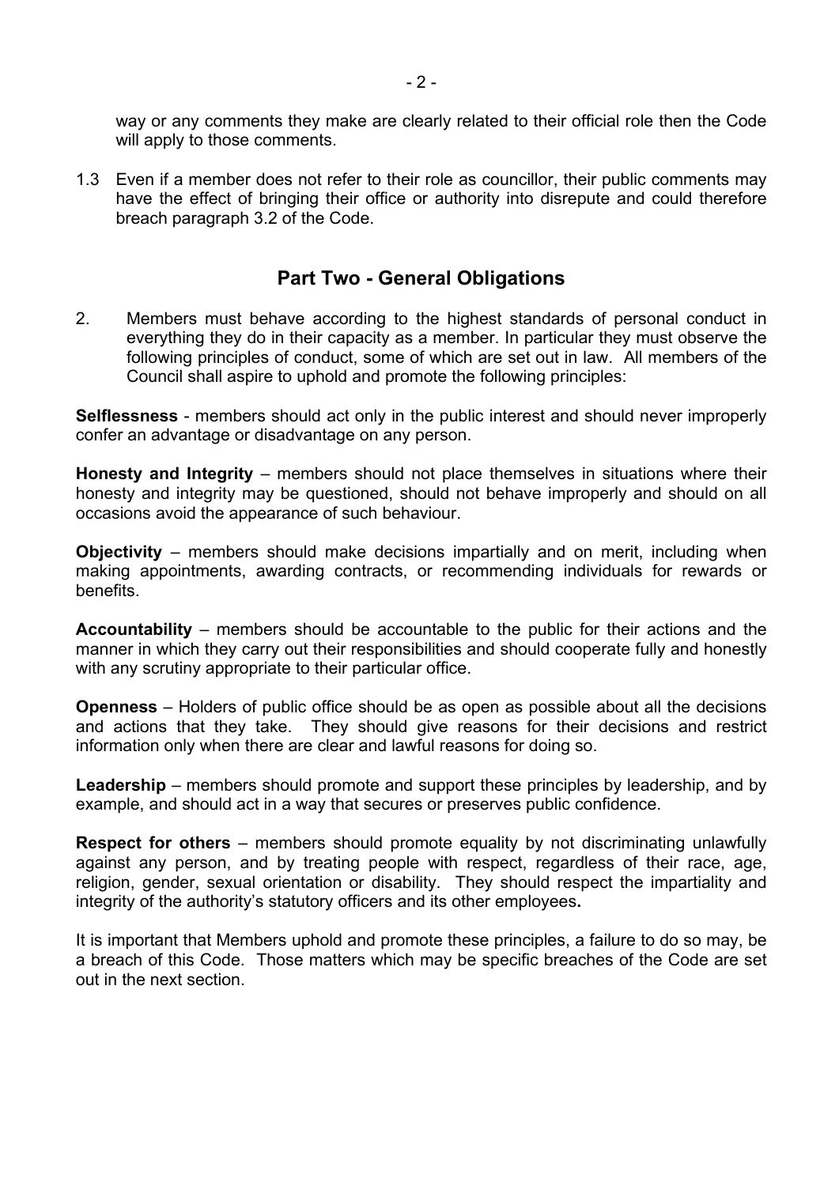way or any comments they make are clearly related to their official role then the Code will apply to those comments.

1.3 Even if a member does not refer to their role as councillor, their public comments may have the effect of bringing their office or authority into disrepute and could therefore breach paragraph 3.2 of the Code.

## Part Two - General Obligations

2. Members must behave according to the highest standards of personal conduct in everything they do in their capacity as a member. In particular they must observe the following principles of conduct, some of which are set out in law. All members of the Council shall aspire to uphold and promote the following principles:

**Selflessness** - members should act only in the public interest and should never improperly confer an advantage or disadvantage on any person.

**Honesty and Integrity** – members should not place themselves in situations where their honesty and integrity may be questioned, should not behave improperly and should on all occasions avoid the appearance of such behaviour.

**Objectivity** – members should make decisions impartially and on merit, including when making appointments, awarding contracts, or recommending individuals for rewards or benefits.

**Accountability** – members should be accountable to the public for their actions and the manner in which they carry out their responsibilities and should cooperate fully and honestly with any scrutiny appropriate to their particular office.

**Openness** – Holders of public office should be as open as possible about all the decisions and actions that they take. They should give reasons for their decisions and restrict information only when there are clear and lawful reasons for doing so.

**Leadership** – members should promote and support these principles by leadership, and by example, and should act in a way that secures or preserves public confidence.

**Respect for others** – members should promote equality by not discriminating unlawfully against any person, and by treating people with respect, regardless of their race, age, religion, gender, sexual orientation or disability. They should respect the impartiality and integrity of the authority's statutory officers and its other employees**.**

It is important that Members uphold and promote these principles, a failure to do so may, be a breach of this Code. Those matters which may be specific breaches of the Code are set out in the next section.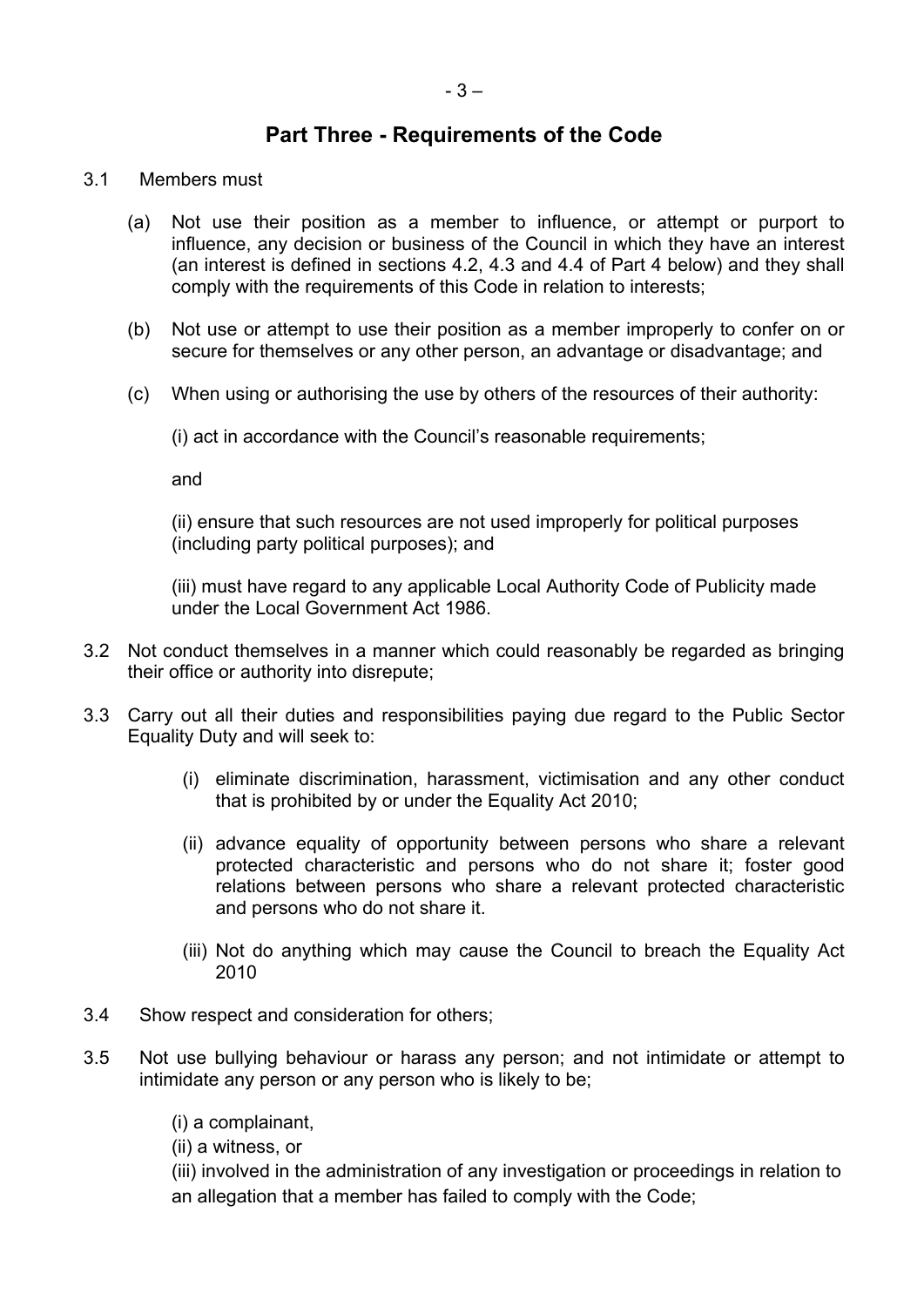## Part Three - Requirements of the Code

3.1 Members must

(a) Not use their position as a member to influence, or attempt or purport to influence, any decision or business of the Council in which they have an interest (an interest is defined in sections 4.2, 4.3 and 4.4 of Part 4 below) and they shall comply with the requirements of this Code in relation to interests;

(b) Not use or attempt to use their position as a member improperly to confer on or secure for themselves or any other person, an advantage or disadvantage; and

(c) When using or authorising the use by others of the resources of their authority:

(i) act in accordance with the Council's reasonable requirements;

and

(ii) ensure that such resources are not used improperly for political purposes (including party political purposes); and

(iii) must have regard to any applicable Local Authority Code of Publicity made under the Local Government Act 1986.

3.2 Not conduct themselves in a manner which could reasonably be regarded as bringing their office or authority into disrepute;

3.3 Carry out all their duties and responsibilities paying due regard to the Public Sector Equality Duty and will seek to:

(i) eliminate discrimination, harassment, victimisation and any other conduct that is prohibited by or under the Equality Act 2010;

(ii) advance equality of opportunity between persons who share a relevant protected characteristic and persons who do not share it; foster good relations between persons who share a relevant protected characteristic and persons who do not share it.

(iii) Not do anything which may cause the Council to breach the Equality Act 2010

3.4 Show respect and consideration for others;

3.5 Not use bullying behaviour or harass any person; and not intimidate or attempt to intimidate any person or any person who is likely to be;

(i) a complainant,
(ii) a witness, or
(iii) involved in the administration of any investigation or proceedings in relation to an allegation that a member has failed to comply with the Code;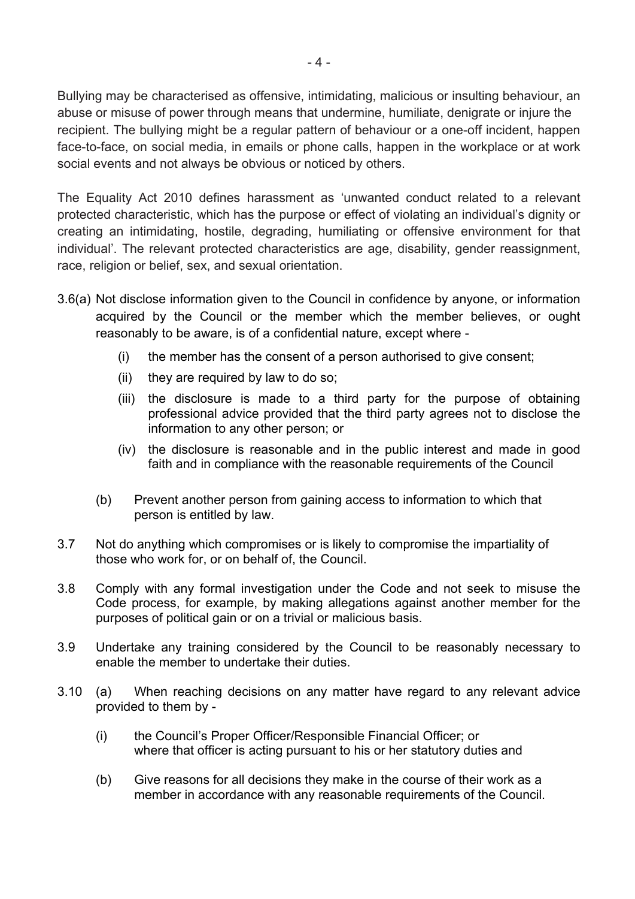Bullying may be characterised as offensive, intimidating, malicious or insulting behaviour, an abuse or misuse of power through means that undermine, humiliate, denigrate or injure the recipient. The bullying might be a regular pattern of behaviour or a one-off incident, happen face-to-face, on social media, in emails or phone calls, happen in the workplace or at work social events and not always be obvious or noticed by others.

The Equality Act 2010 defines harassment as 'unwanted conduct related to a relevant protected characteristic, which has the purpose or effect of violating an individual's dignity or creating an intimidating, hostile, degrading, humiliating or offensive environment for that individual'. The relevant protected characteristics are age, disability, gender reassignment, race, religion or belief, sex, and sexual orientation.

3.6(a) Not disclose information given to the Council in confidence by anyone, or information acquired by the Council or the member which the member believes, or ought reasonably to be aware, is of a confidential nature, except where -

- (i) the member has the consent of a person authorised to give consent;
- (ii) they are required by law to do so;
- (iii) the disclosure is made to a third party for the purpose of obtaining professional advice provided that the third party agrees not to disclose the information to any other person; or
- (iv) the disclosure is reasonable and in the public interest and made in good faith and in compliance with the reasonable requirements of the Council

(b) Prevent another person from gaining access to information to which that person is entitled by law.

3.7 Not do anything which compromises or is likely to compromise the impartiality of those who work for, or on behalf of, the Council.

3.8 Comply with any formal investigation under the Code and not seek to misuse the Code process, for example, by making allegations against another member for the purposes of political gain or on a trivial or malicious basis.

3.9 Undertake any training considered by the Council to be reasonably necessary to enable the member to undertake their duties.

3.10 (a) When reaching decisions on any matter have regard to any relevant advice provided to them by -

- (i) the Council's Proper Officer/Responsible Financial Officer; or where that officer is acting pursuant to his or her statutory duties and

(b) Give reasons for all decisions they make in the course of their work as a member in accordance with any reasonable requirements of the Council.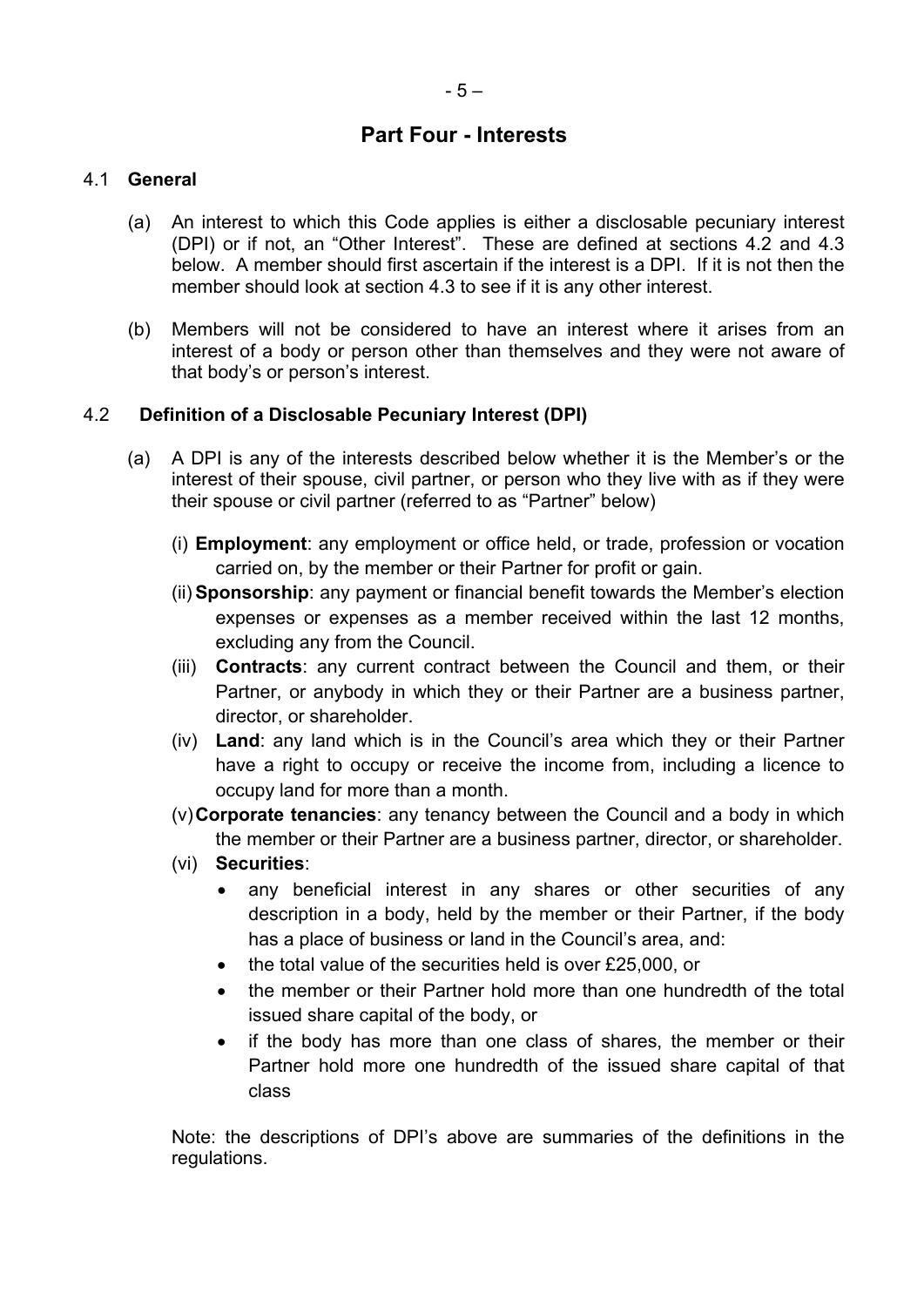## Part Four - Interests

### 4.1 General

(a) An interest to which this Code applies is either a disclosable pecuniary interest (DPI) or if not, an "Other Interest". These are defined at sections 4.2 and 4.3 below. A member should first ascertain if the interest is a DPI. If it is not then the member should look at section 4.3 to see if it is any other interest.

(b) Members will not be considered to have an interest where it arises from an interest of a body or person other than themselves and they were not aware of that body's or person's interest.

### 4.2 Definition of a Disclosable Pecuniary Interest (DPI)

(a) A DPI is any of the interests described below whether it is the Member's or the interest of their spouse, civil partner, or person who they live with as if they were their spouse or civil partner (referred to as "Partner" below)

(i) **Employment**: any employment or office held, or trade, profession or vocation carried on, by the member or their Partner for profit or gain.

(ii) **Sponsorship**: any payment or financial benefit towards the Member's election expenses or expenses as a member received within the last 12 months, excluding any from the Council.

(iii) **Contracts**: any current contract between the Council and them, or their Partner, or anybody in which they or their Partner are a business partner, director, or shareholder.

(iv) **Land**: any land which is in the Council's area which they or their Partner have a right to occupy or receive the income from, including a licence to occupy land for more than a month.

(v) **Corporate tenancies**: any tenancy between the Council and a body in which the member or their Partner are a business partner, director, or shareholder.

(vi) **Securities**:

- any beneficial interest in any shares or other securities of any description in a body, held by the member or their Partner, if the body has a place of business or land in the Council's area, and:
- the total value of the securities held is over £25,000, or
- the member or their Partner hold more than one hundredth of the total issued share capital of the body, or
- if the body has more than one class of shares, the member or their Partner hold more one hundredth of the issued share capital of that class

Note: the descriptions of DPI's above are summaries of the definitions in the regulations.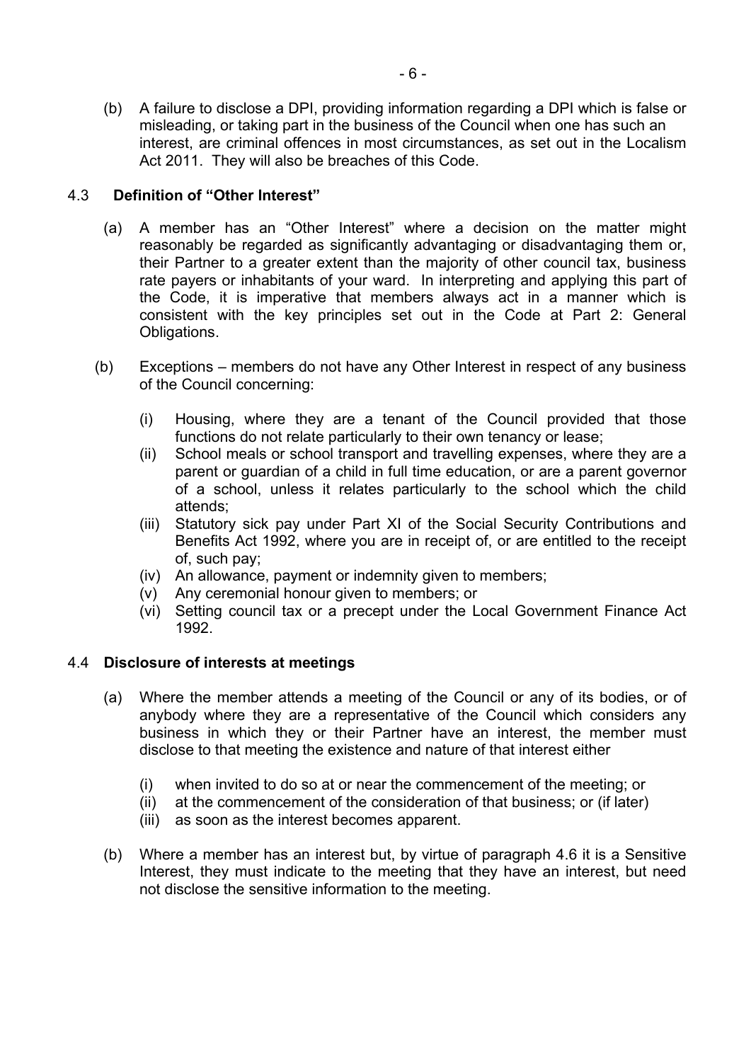(b) A failure to disclose a DPI, providing information regarding a DPI which is false or misleading, or taking part in the business of the Council when one has such an interest, are criminal offences in most circumstances, as set out in the Localism Act 2011. They will also be breaches of this Code.

### 4.3 Definition of "Other Interest"

(a) A member has an "Other Interest" where a decision on the matter might reasonably be regarded as significantly advantaging or disadvantaging them or, their Partner to a greater extent than the majority of other council tax, business rate payers or inhabitants of your ward. In interpreting and applying this part of the Code, it is imperative that members always act in a manner which is consistent with the key principles set out in the Code at Part 2: General Obligations.

(b) Exceptions – members do not have any Other Interest in respect of any business of the Council concerning:

- (i) Housing, where they are a tenant of the Council provided that those functions do not relate particularly to their own tenancy or lease;
- (ii) School meals or school transport and travelling expenses, where they are a parent or guardian of a child in full time education, or are a parent governor of a school, unless it relates particularly to the school which the child attends;
- (iii) Statutory sick pay under Part XI of the Social Security Contributions and Benefits Act 1992, where you are in receipt of, or are entitled to the receipt of, such pay;
- (iv) An allowance, payment or indemnity given to members;
- (v) Any ceremonial honour given to members; or
- (vi) Setting council tax or a precept under the Local Government Finance Act 1992.

### 4.4 Disclosure of interests at meetings

(a) Where the member attends a meeting of the Council or any of its bodies, or of anybody where they are a representative of the Council which considers any business in which they or their Partner have an interest, the member must disclose to that meeting the existence and nature of that interest either

- (i) when invited to do so at or near the commencement of the meeting; or
- (ii) at the commencement of the consideration of that business; or (if later)
- (iii) as soon as the interest becomes apparent.

(b) Where a member has an interest but, by virtue of paragraph 4.6 it is a Sensitive Interest, they must indicate to the meeting that they have an interest, but need not disclose the sensitive information to the meeting.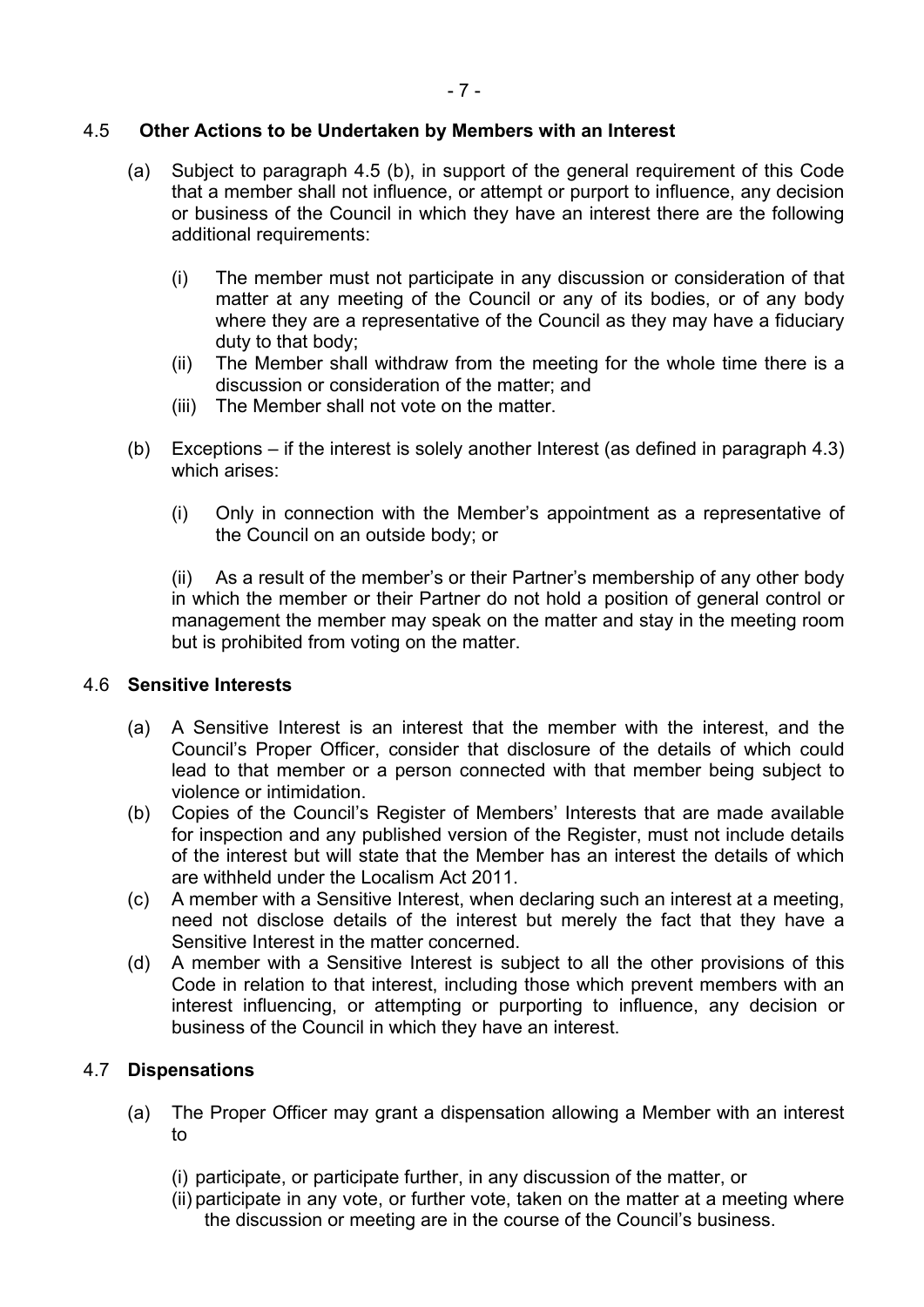### 4.5 Other Actions to be Undertaken by Members with an Interest

(a) Subject to paragraph 4.5 (b), in support of the general requirement of this Code that a member shall not influence, or attempt or purport to influence, any decision or business of the Council in which they have an interest there are the following additional requirements:

  (i) The member must not participate in any discussion or consideration of that matter at any meeting of the Council or any of its bodies, or of any body where they are a representative of the Council as they may have a fiduciary duty to that body;
  (ii) The Member shall withdraw from the meeting for the whole time there is a discussion or consideration of the matter; and
  (iii) The Member shall not vote on the matter.

(b) Exceptions – if the interest is solely another Interest (as defined in paragraph 4.3) which arises:

  (i) Only in connection with the Member's appointment as a representative of the Council on an outside body; or

  (ii) As a result of the member's or their Partner's membership of any other body in which the member or their Partner do not hold a position of general control or management the member may speak on the matter and stay in the meeting room but is prohibited from voting on the matter.

### 4.6 Sensitive Interests

(a) A Sensitive Interest is an interest that the member with the interest, and the Council's Proper Officer, consider that disclosure of the details of which could lead to that member or a person connected with that member being subject to violence or intimidation.
(b) Copies of the Council's Register of Members' Interests that are made available for inspection and any published version of the Register, must not include details of the interest but will state that the Member has an interest the details of which are withheld under the Localism Act 2011.
(c) A member with a Sensitive Interest, when declaring such an interest at a meeting, need not disclose details of the interest but merely the fact that they have a Sensitive Interest in the matter concerned.
(d) A member with a Sensitive Interest is subject to all the other provisions of this Code in relation to that interest, including those which prevent members with an interest influencing, or attempting or purporting to influence, any decision or business of the Council in which they have an interest.

### 4.7 Dispensations

(a) The Proper Officer may grant a dispensation allowing a Member with an interest to

  (i) participate, or participate further, in any discussion of the matter, or
  (ii) participate in any vote, or further vote, taken on the matter at a meeting where the discussion or meeting are in the course of the Council's business.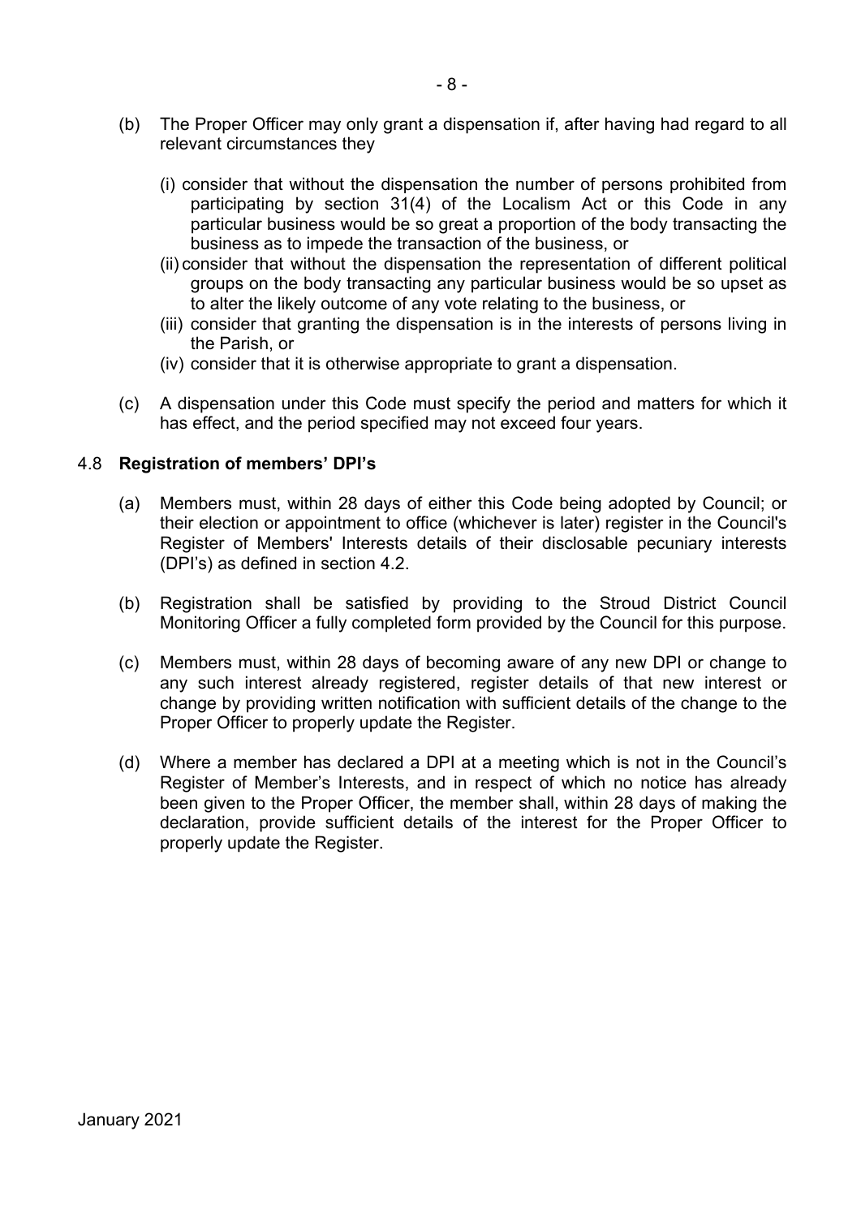(b) The Proper Officer may only grant a dispensation if, after having had regard to all relevant circumstances they

  (i) consider that without the dispensation the number of persons prohibited from participating by section 31(4) of the Localism Act or this Code in any particular business would be so great a proportion of the body transacting the business as to impede the transaction of the business, or
  (ii) consider that without the dispensation the representation of different political groups on the body transacting any particular business would be so upset as to alter the likely outcome of any vote relating to the business, or
  (iii) consider that granting the dispensation is in the interests of persons living in the Parish, or
  (iv) consider that it is otherwise appropriate to grant a dispensation.

(c) A dispensation under this Code must specify the period and matters for which it has effect, and the period specified may not exceed four years.

4.8 **Registration of members' DPI's**

(a) Members must, within 28 days of either this Code being adopted by Council; or their election or appointment to office (whichever is later) register in the Council's Register of Members' Interests details of their disclosable pecuniary interests (DPI's) as defined in section 4.2.

(b) Registration shall be satisfied by providing to the Stroud District Council Monitoring Officer a fully completed form provided by the Council for this purpose.

(c) Members must, within 28 days of becoming aware of any new DPI or change to any such interest already registered, register details of that new interest or change by providing written notification with sufficient details of the change to the Proper Officer to properly update the Register.

(d) Where a member has declared a DPI at a meeting which is not in the Council's Register of Member's Interests, and in respect of which no notice has already been given to the Proper Officer, the member shall, within 28 days of making the declaration, provide sufficient details of the interest for the Proper Officer to properly update the Register.